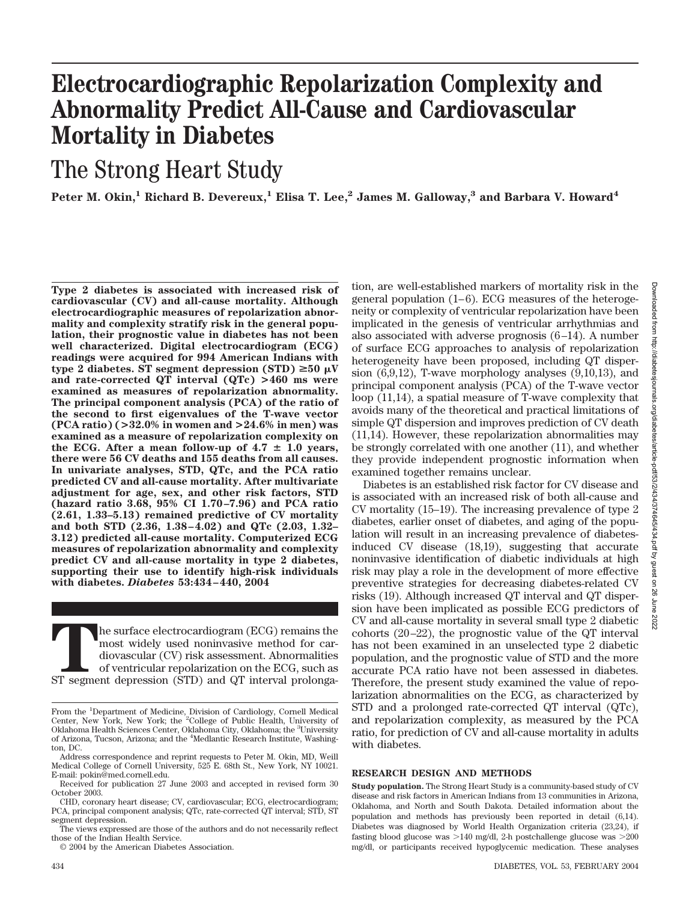# Electrocardiographic Repolarization Complexity and Abnormality Predict All-Cause and Cardiovascular Mortality in Diabetes

## The Strong Heart Study

**Peter M. Okin,[1] Richard B. Devereux,[1] Elisa T. Lee,[2] James M. Galloway,[3] and Barbara V. Howard[4]**

**Type 2 diabetes is associated with increased risk of cardiovascular (CV) and all-cause mortality. Although electrocardiographic measures of repolarization abnormality and complexity stratify risk in the general population, their prognostic value in diabetes has not been well characterized. Digital electrocardiogram (ECG) readings were acquired for 994 American Indians with type 2 diabetes. ST segment depression (STD) ≥50 μV and rate-corrected QT interval (QTc) >460 ms were examined as measures of repolarization abnormality. The principal component analysis (PCA) of the ratio of the second to first eigenvalues of the T-wave vector (PCA ratio) (>32.0% in women and >24.6% in men) was examined as a measure of repolarization complexity on the ECG. After a mean follow-up of 4.7 ± 1.0 years, there were 56 CV deaths and 155 deaths from all causes. In univariate analyses, STD, QTc, and the PCA ratio predicted CV and all-cause mortality. After multivariate adjustment for age, sex, and other risk factors, STD (hazard ratio 3.68, 95% CI 1.70–7.96) and PCA ratio (2.61, 1.33–5.13) remained predictive of CV mortality and both STD (2.36, 1.38–4.02) and QTc (2.03, 1.32–3.12) predicted all-cause mortality. Computerized ECG measures of repolarization abnormality and complexity predict CV and all-cause mortality in type 2 diabetes, supporting their use to identify high-risk individuals with diabetes. *Diabetes* 53:434–440, 2004**

The surface electrocardiogram (ECG) remains the most widely used noninvasive method for cardiovascular (CV) risk assessment. Abnormalities of ventricular repolarization on the ECG, such as ST segment depression (STD) and QT interval prolongation, are well-established markers of mortality risk in the general population (1–6). ECG measures of the heterogeneity or complexity of ventricular repolarization have been implicated in the genesis of ventricular arrhythmias and also associated with adverse prognosis (6–14). A number of surface ECG approaches to analysis of repolarization heterogeneity have been proposed, including QT dispersion (6,9,12), T-wave morphology analyses (9,10,13), and principal component analysis (PCA) of the T-wave vector loop (11,14), a spatial measure of T-wave complexity that avoids many of the theoretical and practical limitations of simple QT dispersion and improves prediction of CV death (11,14). However, these repolarization abnormalities may be strongly correlated with one another (11), and whether they provide independent prognostic information when examined together remains unclear.

Diabetes is an established risk factor for CV disease and is associated with an increased risk of both all-cause and CV mortality (15–19). The increasing prevalence of type 2 diabetes, earlier onset of diabetes, and aging of the population will result in an increasing prevalence of diabetes-induced CV disease (18,19), suggesting that accurate noninvasive identification of diabetic individuals at high risk may play a role in the development of more effective preventive strategies for decreasing diabetes-related CV risks (19). Although increased QT interval and QT dispersion have been implicated as possible ECG predictors of CV and all-cause mortality in several small type 2 diabetic cohorts (20–22), the prognostic value of the QT interval has not been examined in an unselected type 2 diabetic population, and the prognostic value of STD and the more accurate PCA ratio have not been assessed in diabetes. Therefore, the present study examined the value of repolarization abnormalities on the ECG, as characterized by STD and a prolonged rate-corrected QT interval (QTc), and repolarization complexity, as measured by the PCA ratio, for prediction of CV and all-cause mortality in adults with diabetes.

## RESEARCH DESIGN AND METHODS

**Study population.** The Strong Heart Study is a community-based study of CV disease and risk factors in American Indians from 13 communities in Arizona, Oklahoma, and North and South Dakota. Detailed information about the population and methods has previously been reported in detail (6,14). Diabetes was diagnosed by World Health Organization criteria (23,24), if fasting blood glucose was >140 mg/dl, 2-h postchallenge glucose was >200 mg/dl, or participants received hypoglycemic medication. These analyses

From the [1]Department of Medicine, Division of Cardiology, Cornell Medical Center, New York, New York; the [2]College of Public Health, University of Oklahoma Health Sciences Center, Oklahoma City, Oklahoma; the [3]University of Arizona, Tucson, Arizona; and the [4]Medlantic Research Institute, Washington, DC.

Address correspondence and reprint requests to Peter M. Okin, MD, Weill Medical College of Cornell University, 525 E. 68th St., New York, NY 10021. E-mail: pokin@med.cornell.edu.

Received for publication 27 June 2003 and accepted in revised form 30 October 2003.

CHD, coronary heart disease; CV, cardiovascular; ECG, electrocardiogram; PCA, principal component analysis; QTc, rate-corrected QT interval; STD, ST segment depression.

The views expressed are those of the authors and do not necessarily reflect those of the Indian Health Service.

© 2004 by the American Diabetes Association.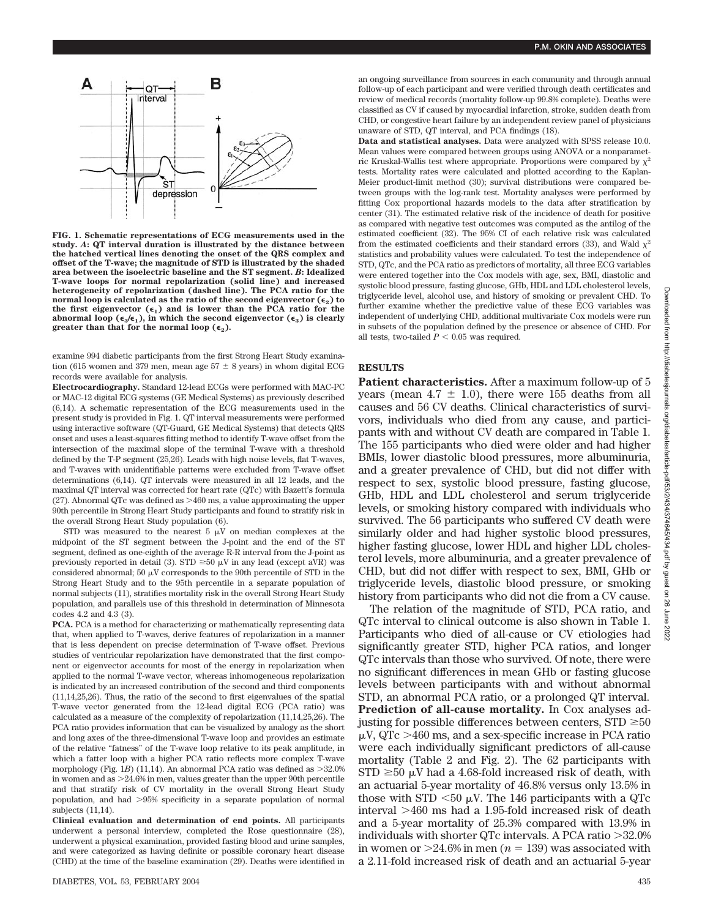FIG. 1. Schematic representations of ECG measurements used in the study. *A*: QT interval duration is illustrated by the distance between the hatched vertical lines denoting the onset of the QRS complex and offset of the T-wave; the magnitude of STD is illustrated by the shaded area between the isoelectric baseline and the ST segment. *B*: Idealized T-wave loops for normal repolarization (solid line) and increased heterogeneity of repolarization (dashed line). The PCA ratio for the normal loop is calculated as the ratio of the second eigenvector ($\epsilon_2$) to the first eigenvector ($\epsilon_1$) and is lower than the PCA ratio for the abnormal loop ($\epsilon_3/\epsilon_1$), in which the second eigenvector ($\epsilon_3$) is clearly greater than that for the normal loop ($\epsilon_2$).

examine 994 diabetic participants from the first Strong Heart Study examination (615 women and 379 men, mean age 57 ± 8 years) in whom digital ECG records were available for analysis.

**Electrocardiography.** Standard 12-lead ECGs were performed with MAC-PC or MAC-12 digital ECG systems (GE Medical Systems) as previously described (6,14). A schematic representation of the ECG measurements used in the present study is provided in Fig. 1. QT interval measurements were performed using interactive software (QT-Guard, GE Medical Systems) that detects QRS onset and uses a least-squares fitting method to identify T-wave offset from the intersection of the maximal slope of the terminal T-wave with a threshold defined by the T-P segment (25,26). Leads with high noise levels, flat T-waves, and T-waves with unidentifiable patterns were excluded from T-wave offset determinations (6,14). QT intervals were measured in all 12 leads, and the maximal QT interval was corrected for heart rate (QTc) with Bazett's formula (27). Abnormal QTc was defined as >460 ms, a value approximating the upper 90th percentile in Strong Heart Study participants and found to stratify risk in the overall Strong Heart Study population (6).

STD was measured to the nearest 5 μV on median complexes at the midpoint of the ST segment between the J-point and the end of the ST segment, defined as one-eighth of the average R-R interval from the J-point as previously reported in detail (3). STD ≥50 μV in any lead (except aVR) was considered abnormal; 50 μV corresponds to the 90th percentile of STD in the Strong Heart Study and to the 95th percentile in a separate population of normal subjects (11), stratifies mortality risk in the overall Strong Heart Study population, and parallels use of this threshold in determination of Minnesota codes 4.2 and 4.3 (3).

**PCA.** PCA is a method for characterizing or mathematically representing data that, when applied to T-waves, derive features of repolarization in a manner that is less dependent on precise determination of T-wave offset. Previous studies of ventricular repolarization have demonstrated that the first component or eigenvector accounts for most of the energy in repolarization when applied to the normal T-wave vector, whereas inhomogeneous repolarization is indicated by an increased contribution of the second and third components (11,14,25,26). Thus, the ratio of the second to first eigenvalues of the spatial T-wave vector generated from the 12-lead digital ECG (PCA ratio) was calculated as a measure of the complexity of repolarization (11,14,25,26). The PCA ratio provides information that can be visualized by analogy as the short and long axes of the three-dimensional T-wave loop and provides an estimate of the relative "fatness" of the T-wave loop relative to its peak amplitude, in which a fatter loop with a higher PCA ratio reflects more complex T-wave morphology (Fig. 1*B*) (11,14). An abnormal PCA ratio was defined as >32.0% in women and as >24.6% in men, values greater than the upper 90th percentile and that stratify risk of CV mortality in the overall Strong Heart Study population, and had >95% specificity in a separate population of normal subjects (11,14).

**Clinical evaluation and determination of end points.** All participants underwent a personal interview, completed the Rose questionnaire (28), underwent a physical examination, provided fasting blood and urine samples, and were categorized as having definite or possible coronary heart disease (CHD) at the time of the baseline examination (29). Deaths were identified in an ongoing surveillance from sources in each community and through annual follow-up of each participant and were verified through death certificates and review of medical records (mortality follow-up 99.8% complete). Deaths were classified as CV if caused by myocardial infarction, stroke, sudden death from CHD, or congestive heart failure by an independent review panel of physicians unaware of STD, QT interval, and PCA findings (18).

**Data and statistical analyses.** Data were analyzed with SPSS release 10.0. Mean values were compared between groups using ANOVA or a nonparametric Kruskal-Wallis test where appropriate. Proportions were compared by $\chi^2$ tests. Mortality rates were calculated and plotted according to the Kaplan-Meier product-limit method (30); survival distributions were compared between groups with the log-rank test. Mortality analyses were performed by fitting Cox proportional hazards models to the data after stratification by center (31). The estimated relative risk of the incidence of death for positive as compared with negative test outcomes was computed as the antilog of the estimated coefficient (32). The 95% CI of each relative risk was calculated from the estimated coefficients and their standard errors (33), and Wald $\chi^2$ statistics and probability values were calculated. To test the independence of STD, QTc, and the PCA ratio as predictors of mortality, all three ECG variables were entered together into the Cox models with age, sex, BMI, diastolic and systolic blood pressure, fasting glucose, GHb, HDL and LDL cholesterol levels, triglyceride level, alcohol use, and history of smoking or prevalent CHD. To further examine whether the predictive value of these ECG variables was independent of underlying CHD, additional multivariate Cox models were run in subsets of the population defined by the presence or absence of CHD. For all tests, two-tailed $P < 0.05$ was required.

## RESULTS

**Patient characteristics.** After a maximum follow-up of 5 years (mean 4.7 ± 1.0), there were 155 deaths from all causes and 56 CV deaths. Clinical characteristics of survivors, individuals who died from any cause, and participants with and without CV death are compared in Table 1. The 155 participants who died were older and had higher BMIs, lower diastolic blood pressures, more albuminuria, and a greater prevalence of CHD, but did not differ with respect to sex, systolic blood pressure, fasting glucose, GHb, HDL and LDL cholesterol and serum triglyceride levels, or smoking history compared with individuals who survived. The 56 participants who suffered CV death were similarly older and had higher systolic blood pressures, higher fasting glucose, lower HDL and higher LDL cholesterol levels, more albuminuria, and a greater prevalence of CHD, but did not differ with respect to sex, BMI, GHb or triglyceride levels, diastolic blood pressure, or smoking history from participants who did not die from a CV cause.

The relation of the magnitude of STD, PCA ratio, and QTc interval to clinical outcome is also shown in Table 1. Participants who died of all-cause or CV etiologies had significantly greater STD, higher PCA ratios, and longer QTc intervals than those who survived. Of note, there were no significant differences in mean GHb or fasting glucose levels between participants with and without abnormal STD, an abnormal PCA ratio, or a prolonged QT interval.

**Prediction of all-cause mortality.** In Cox analyses adjusting for possible differences between centers, STD ≥50 μV, QTc >460 ms, and a sex-specific increase in PCA ratio were each individually significant predictors of all-cause mortality (Table 2 and Fig. 2). The 62 participants with STD ≥50 μV had a 4.68-fold increased risk of death, with an actuarial 5-year mortality of 46.8% versus only 13.5% in those with STD <50 μV. The 146 participants with a QTc interval >460 ms had a 1.95-fold increased risk of death and a 5-year mortality of 25.3% compared with 13.9% in individuals with shorter QTc intervals. A PCA ratio >32.0% in women or >24.6% in men ($n = 139$) was associated with a 2.11-fold increased risk of death and an actuarial 5-year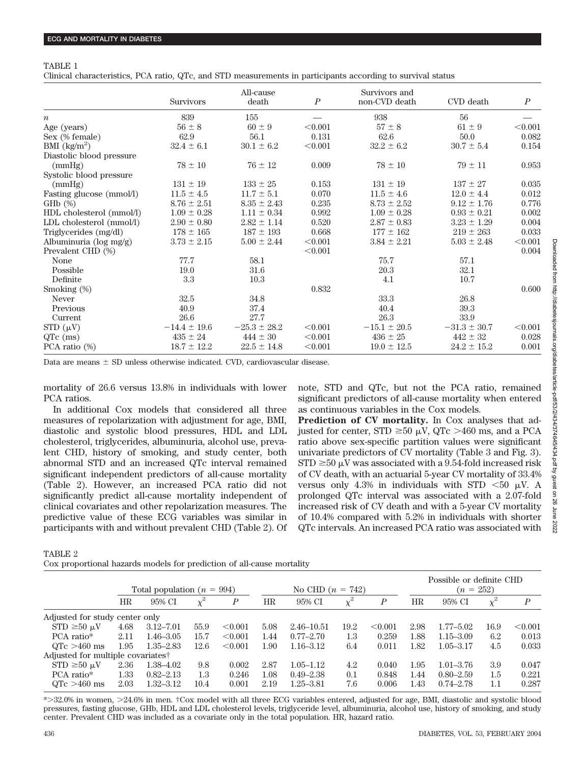TABLE 1

Clinical characteristics, PCA ratio, QTc, and STD measurements in participants according to survival status

| | Survivors | All-cause death | $P$ | Survivors and non-CVD death | CVD death | $P$ |
|---|---|---|---|---|---|---|
| $n$ | 839 | 155 | — | 938 | 56 | — |
| Age (years) | 56 ± 8 | 60 ± 9 | <0.001 | 57 ± 8 | 61 ± 9 | <0.001 |
| Sex (% female) | 62.9 | 56.1 | 0.131 | 62.6 | 50.0 | 0.082 |
| BMI (kg/m$^2$) | 32.4 ± 6.1 | 30.1 ± 6.2 | <0.001 | 32.2 ± 6.2 | 30.7 ± 5.4 | 0.154 |
| Diastolic blood pressure (mmHg) | 78 ± 10 | 76 ± 12 | 0.009 | 78 ± 10 | 79 ± 11 | 0.953 |
| Systolic blood pressure (mmHg) | 131 ± 19 | 133 ± 25 | 0.153 | 131 ± 19 | 137 ± 27 | 0.035 |
| Fasting glucose (mmol/l) | 11.5 ± 4.5 | 11.7 ± 5.1 | 0.070 | 11.5 ± 4.6 | 12.0 ± 4.4 | 0.012 |
| GHb (%) | 8.76 ± 2.51 | 8.35 ± 2.43 | 0.235 | 8.73 ± 2.52 | 9.12 ± 1.76 | 0.776 |
| HDL cholesterol (mmol/l) | 1.09 ± 0.28 | 1.11 ± 0.34 | 0.992 | 1.09 ± 0.28 | 0.93 ± 0.21 | 0.002 |
| LDL cholesterol (mmol/l) | 2.90 ± 0.80 | 2.82 ± 1.14 | 0.520 | 2.87 ± 0.83 | 3.23 ± 1.29 | 0.004 |
| Triglycerides (mg/dl) | 178 ± 165 | 187 ± 193 | 0.668 | 177 ± 162 | 219 ± 263 | 0.033 |
| Albuminuria (log mg/g) | 3.73 ± 2.15 | 5.00 ± 2.44 | <0.001 | 3.84 ± 2.21 | 5.03 ± 2.48 | <0.001 |
| Prevalent CHD (%) | | | <0.001 | | | 0.004 |
| None | 77.7 | 58.1 | | 75.7 | 57.1 | |
| Possible | 19.0 | 31.6 | | 20.3 | 32.1 | |
| Definite | 3.3 | 10.3 | | 4.1 | 10.7 | |
| Smoking (%) | | | 0.832 | | | 0.600 |
| Never | 32.5 | 34.8 | | 33.3 | 26.8 | |
| Previous | 40.9 | 37.4 | | 40.4 | 39.3 | |
| Current | 26.6 | 27.7 | | 26.3 | 33.9 | |
| STD (μV) | −14.4 ± 19.6 | −25.3 ± 28.2 | <0.001 | −15.1 ± 20.5 | −31.3 ± 30.7 | <0.001 |
| QTc (ms) | 435 ± 24 | 444 ± 30 | <0.001 | 436 ± 25 | 442 ± 32 | 0.028 |
| PCA ratio (%) | 18.7 ± 12.2 | 22.5 ± 14.8 | <0.001 | 19.0 ± 12.5 | 24.2 ± 15.2 | 0.001 |

Data are means ± SD unless otherwise indicated. CVD, cardiovascular disease.

mortality of 26.6 versus 13.8% in individuals with lower PCA ratios.

In additional Cox models that considered all three measures of repolarization with adjustment for age, BMI, diastolic and systolic blood pressures, HDL and LDL cholesterol, triglycerides, albuminuria, alcohol use, prevalent CHD, history of smoking, and study center, both abnormal STD and an increased QTc interval remained significant independent predictors of all-cause mortality (Table 2). However, an increased PCA ratio did not significantly predict all-cause mortality independent of clinical covariates and other repolarization measures. The predictive value of these ECG variables was similar in participants with and without prevalent CHD (Table 2). Of note, STD and QTc, but not the PCA ratio, remained significant predictors of all-cause mortality when entered as continuous variables in the Cox models.

**Prediction of CV mortality.** In Cox analyses that adjusted for center, STD ≥50 μV, QTc >460 ms, and a PCA ratio above sex-specific partition values were significant univariate predictors of CV mortality (Table 3 and Fig. 3). STD ≥50 μV was associated with a 9.54-fold increased risk of CV death, with an actuarial 5-year CV mortality of 33.4% versus only 4.3% in individuals with STD <50 μV. A prolonged QTc interval was associated with a 2.07-fold increased risk of CV death and with a 5-year CV mortality of 10.4% compared with 5.2% in individuals with shorter QTc intervals. An increased PCA ratio was associated with

TABLE 2

Cox proportional hazards models for prediction of all-cause mortality

| | Total population ($n$ = 994) | | | | No CHD ($n$ = 742) | | | | Possible or definite CHD ($n$ = 252) | | | |
|---|---|---|---|---|---|---|---|---|---|---|---|---|
| | HR | 95% CI | $\chi^2$ | $P$ | HR | 95% CI | $\chi^2$ | $P$ | HR | 95% CI | $\chi^2$ | $P$ |
| Adjusted for study center only | | | | | | | | | | | | |
| STD ≥50 μV | 4.68 | 3.12–7.01 | 55.9 | <0.001 | 5.08 | 2.46–10.51 | 19.2 | <0.001 | 2.98 | 1.77–5.02 | 16.9 | <0.001 |
| PCA ratio* | 2.11 | 1.46–3.05 | 15.7 | <0.001 | 1.44 | 0.77–2.70 | 1.3 | 0.259 | 1.88 | 1.15–3.09 | 6.2 | 0.013 |
| QTc >460 ms | 1.95 | 1.35–2.83 | 12.6 | <0.001 | 1.90 | 1.16–3.12 | 6.4 | 0.011 | 1.82 | 1.05–3.17 | 4.5 | 0.033 |
| Adjusted for multiple covariates† | | | | | | | | | | | | |
| STD ≥50 μV | 2.36 | 1.38–4.02 | 9.8 | 0.002 | 2.87 | 1.05–1.12 | 4.2 | 0.040 | 1.95 | 1.01–3.76 | 3.9 | 0.047 |
| PCA ratio* | 1.33 | 0.82–2.13 | 1.3 | 0.246 | 1.08 | 0.49–2.38 | 0.1 | 0.848 | 1.44 | 0.80–2.59 | 1.5 | 0.221 |
| QTc >460 ms | 2.03 | 1.32–3.12 | 10.4 | 0.001 | 2.19 | 1.25–3.81 | 7.6 | 0.006 | 1.43 | 0.74–2.78 | 1.1 | 0.287 |

*>32.0% in women, >24.6% in men. †Cox model with all three ECG variables entered, adjusted for age, BMI, diastolic and systolic blood pressures, fasting glucose, GHb, HDL and LDL cholesterol levels, triglyceride level, albuminuria, alcohol use, history of smoking, and study center. Prevalent CHD was included as a covariate only in the total population. HR, hazard ratio.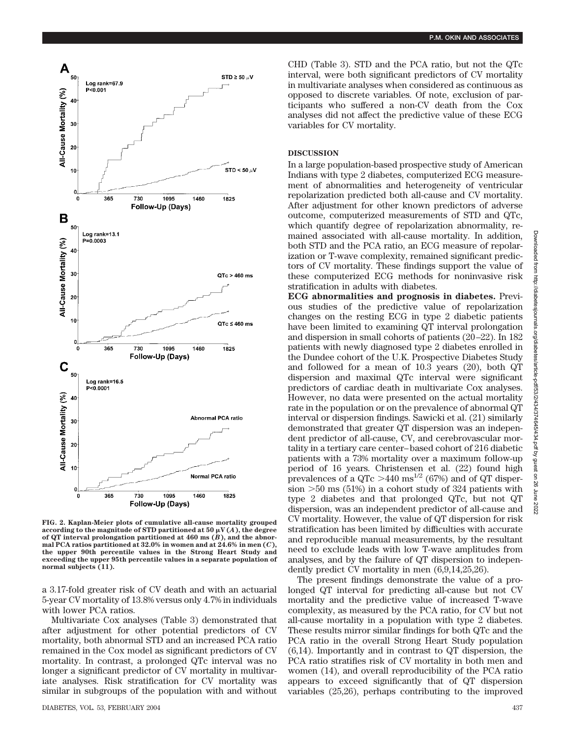FIG. 2. Kaplan-Meier plots of cumulative all-cause mortality grouped according to the magnitude of STD partitioned at 50 μV (*A*), the degree of QT interval prolongation partitioned at 460 ms (*B*), and the abnormal PCA ratios partitioned at 32.0% in women and at 24.6% in men (*C*), the upper 90th percentile values in the Strong Heart Study and exceeding the upper 95th percentile values in a separate population of normal subjects (11).

a 3.17-fold greater risk of CV death and with an actuarial 5-year CV mortality of 13.8% versus only 4.7% in individuals with lower PCA ratios.

Multivariate Cox analyses (Table 3) demonstrated that after adjustment for other potential predictors of CV mortality, both abnormal STD and an increased PCA ratio remained in the Cox model as significant predictors of CV mortality. In contrast, a prolonged QTc interval was no longer a significant predictor of CV mortality in multivariate analyses. Risk stratification for CV mortality was similar in subgroups of the population with and without CHD (Table 3). STD and the PCA ratio, but not the QTc interval, were both significant predictors of CV mortality in multivariate analyses when considered as continuous as opposed to discrete variables. Of note, exclusion of participants who suffered a non-CV death from the Cox analyses did not affect the predictive value of these ECG variables for CV mortality.

## DISCUSSION

In a large population-based prospective study of American Indians with type 2 diabetes, computerized ECG measurement of abnormalities and heterogeneity of ventricular repolarization predicted both all-cause and CV mortality. After adjustment for other known predictors of adverse outcome, computerized measurements of STD and QTc, which quantify degree of repolarization abnormality, remained associated with all-cause mortality. In addition, both STD and the PCA ratio, an ECG measure of repolarization or T-wave complexity, remained significant predictors of CV mortality. These findings support the value of these computerized ECG methods for noninvasive risk stratification in adults with diabetes.

**ECG abnormalities and prognosis in diabetes.** Previous studies of the predictive value of repolarization changes on the resting ECG in type 2 diabetic patients have been limited to examining QT interval prolongation and dispersion in small cohorts of patients (20–22). In 182 patients with newly diagnosed type 2 diabetes enrolled in the Dundee cohort of the U.K. Prospective Diabetes Study and followed for a mean of 10.3 years (20), both QT dispersion and maximal QTc interval were significant predictors of cardiac death in multivariate Cox analyses. However, no data were presented on the actual mortality rate in the population or on the prevalence of abnormal QT interval or dispersion findings. Sawicki et al. (21) similarly demonstrated that greater QT dispersion was an independent predictor of all-cause, CV, and cerebrovascular mortality in a tertiary care center–based cohort of 216 diabetic patients with a 73% mortality over a maximum follow-up period of 16 years. Christensen et al. (22) found high prevalences of a QTc $>440\ \mathrm{ms}^{1/2}$ (67%) and of QT dispersion >50 ms (51%) in a cohort study of 324 patients with type 2 diabetes and that prolonged QTc, but not QT dispersion, was an independent predictor of all-cause and CV mortality. However, the value of QT dispersion for risk stratification has been limited by difficulties with accurate and reproducible manual measurements, by the resultant need to exclude leads with low T-wave amplitudes from analyses, and by the failure of QT dispersion to independently predict CV mortality in men (6,9,14,25,26).

The present findings demonstrate the value of a prolonged QT interval for predicting all-cause but not CV mortality and the predictive value of increased T-wave complexity, as measured by the PCA ratio, for CV but not all-cause mortality in a population with type 2 diabetes. These results mirror similar findings for both QTc and the PCA ratio in the overall Strong Heart Study population (6,14). Importantly and in contrast to QT dispersion, the PCA ratio stratifies risk of CV mortality in both men and women (14), and overall reproducibility of the PCA ratio appears to exceed significantly that of QT dispersion variables (25,26), perhaps contributing to the improved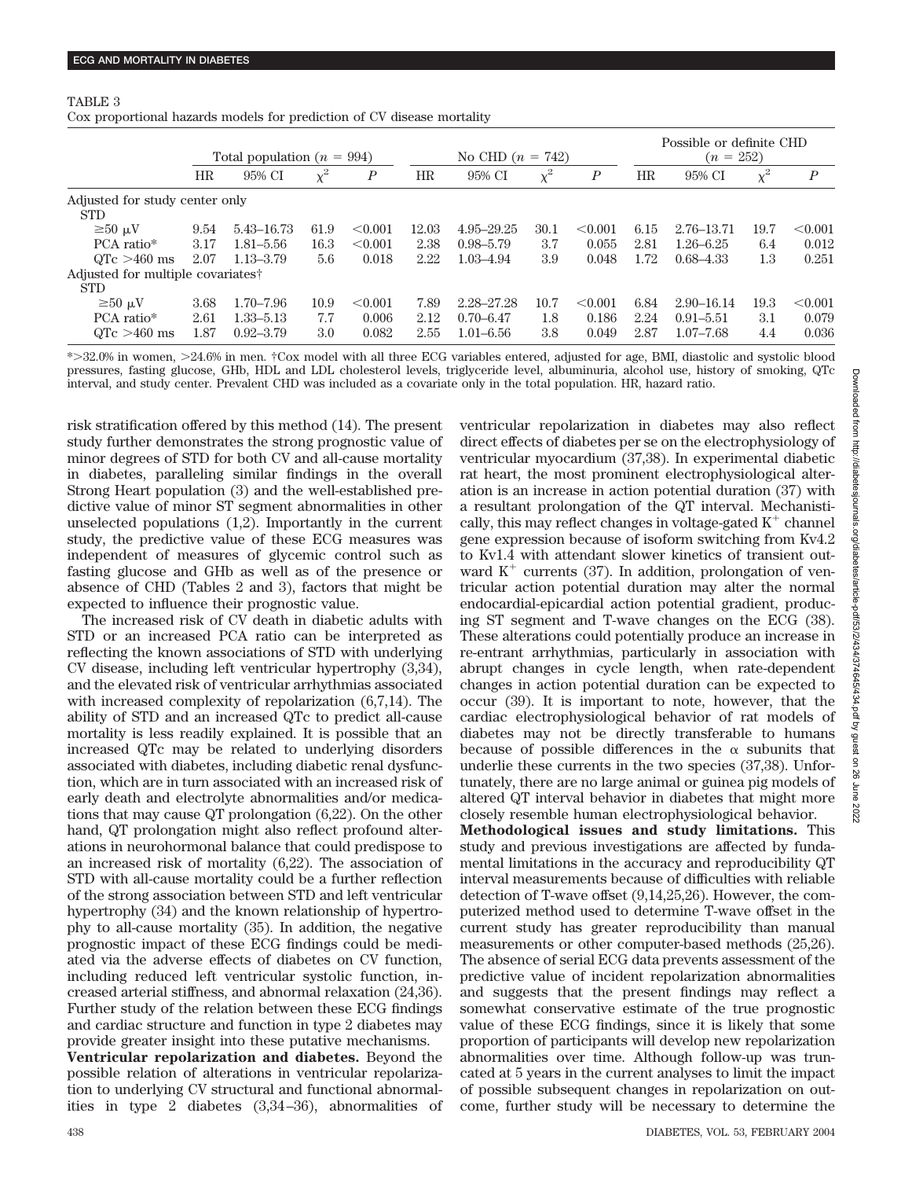TABLE 3

Cox proportional hazards models for prediction of CV disease mortality

| | Total population ($n$ = 994) | | | | No CHD ($n$ = 742) | | | | Possible or definite CHD ($n$ = 252) | | | |
|---|---|---|---|---|---|---|---|---|---|---|---|---|
| | HR | 95% CI | $\chi^2$ | $P$ | HR | 95% CI | $\chi^2$ | $P$ | HR | 95% CI | $\chi^2$ | $P$ |
| Adjusted for study center only | | | | | | | | | | | | |
| STD | | | | | | | | | | | | |
| ≥50 μV | 9.54 | 5.43–16.73 | 61.9 | <0.001 | 12.03 | 4.95–29.25 | 30.1 | <0.001 | 6.15 | 2.76–13.71 | 19.7 | <0.001 |
| PCA ratio* | 3.17 | 1.81–5.56 | 16.3 | <0.001 | 2.38 | 0.98–5.79 | 3.7 | 0.055 | 2.81 | 1.26–6.25 | 6.4 | 0.012 |
| QTc >460 ms | 2.07 | 1.13–3.79 | 5.6 | 0.018 | 2.22 | 1.03–4.94 | 3.9 | 0.048 | 1.72 | 0.68–4.33 | 1.3 | 0.251 |
| Adjusted for multiple covariates† | | | | | | | | | | | | |
| STD | | | | | | | | | | | | |
| ≥50 μV | 3.68 | 1.70–7.96 | 10.9 | <0.001 | 7.89 | 2.28–27.28 | 10.7 | <0.001 | 6.84 | 2.90–16.14 | 19.3 | <0.001 |
| PCA ratio* | 2.61 | 1.33–5.13 | 7.7 | 0.006 | 2.12 | 0.70–6.47 | 1.8 | 0.186 | 2.24 | 0.91–5.51 | 3.1 | 0.079 |
| QTc >460 ms | 1.87 | 0.92–3.79 | 3.0 | 0.082 | 2.55 | 1.01–6.56 | 3.8 | 0.049 | 2.87 | 1.07–7.68 | 4.4 | 0.036 |

*>32.0% in women, >24.6% in men. †Cox model with all three ECG variables entered, adjusted for age, BMI, diastolic and systolic blood pressures, fasting glucose, GHb, HDL and LDL cholesterol levels, triglyceride level, albuminuria, alcohol use, history of smoking, QTc interval, and study center. Prevalent CHD was included as a covariate only in the total population. HR, hazard ratio.

risk stratification offered by this method (14). The present study further demonstrates the strong prognostic value of minor degrees of STD for both CV and all-cause mortality in diabetes, paralleling similar findings in the overall Strong Heart population (3) and the well-established predictive value of minor ST segment abnormalities in other unselected populations (1,2). Importantly in the current study, the predictive value of these ECG measures was independent of measures of glycemic control such as fasting glucose and GHb as well as of the presence or absence of CHD (Tables 2 and 3), factors that might be expected to influence their prognostic value.

The increased risk of CV death in diabetic adults with STD or an increased PCA ratio can be interpreted as reflecting the known associations of STD with underlying CV disease, including left ventricular hypertrophy (3,34), and the elevated risk of ventricular arrhythmias associated with increased complexity of repolarization (6,7,14). The ability of STD and an increased QTc to predict all-cause mortality is less readily explained. It is possible that an increased QTc may be related to underlying disorders associated with diabetes, including diabetic renal dysfunction, which are in turn associated with an increased risk of early death and electrolyte abnormalities and/or medications that may cause QT prolongation (6,22). On the other hand, QT prolongation might also reflect profound alterations in neurohormonal balance that could predispose to an increased risk of mortality (6,22). The association of STD with all-cause mortality could be a further reflection of the strong association between STD and left ventricular hypertrophy (34) and the known relationship of hypertrophy to all-cause mortality (35). In addition, the negative prognostic impact of these ECG findings could be mediated via the adverse effects of diabetes on CV function, including reduced left ventricular systolic function, increased arterial stiffness, and abnormal relaxation (24,36). Further study of the relation between these ECG findings and cardiac structure and function in type 2 diabetes may provide greater insight into these putative mechanisms.

**Ventricular repolarization and diabetes.** Beyond the possible relation of alterations in ventricular repolarization to underlying CV structural and functional abnormalities in type 2 diabetes (3,34–36), abnormalities of ventricular repolarization in diabetes may also reflect direct effects of diabetes per se on the electrophysiology of ventricular myocardium (37,38). In experimental diabetic rat heart, the most prominent electrophysiological alteration is an increase in action potential duration (37) with a resultant prolongation of the QT interval. Mechanistically, this may reflect changes in voltage-gated $K^+$ channel gene expression because of isoform switching from Kv4.2 to Kv1.4 with attendant slower kinetics of transient outward $K^+$ currents (37). In addition, prolongation of ventricular action potential duration may alter the normal endocardial-epicardial action potential gradient, producing ST segment and T-wave changes on the ECG (38). These alterations could potentially produce an increase in re-entrant arrhythmias, particularly in association with abrupt changes in cycle length, when rate-dependent changes in action potential duration can be expected to occur (39). It is important to note, however, that the cardiac electrophysiological behavior of rat models of diabetes may not be directly transferable to humans because of possible differences in the α subunits that underlie these currents in the two species (37,38). Unfortunately, there are no large animal or guinea pig models of altered QT interval behavior in diabetes that might more closely resemble human electrophysiological behavior.

**Methodological issues and study limitations.** This study and previous investigations are affected by fundamental limitations in the accuracy and reproducibility QT interval measurements because of difficulties with reliable detection of T-wave offset (9,14,25,26). However, the computerized method used to determine T-wave offset in the current study has greater reproducibility than manual measurements or other computer-based methods (25,26). The absence of serial ECG data prevents assessment of the predictive value of incident repolarization abnormalities and suggests that the present findings may reflect a somewhat conservative estimate of the true prognostic value of these ECG findings, since it is likely that some proportion of participants will develop new repolarization abnormalities over time. Although follow-up was truncated at 5 years in the current analyses to limit the impact of possible subsequent changes in repolarization on outcome, further study will be necessary to determine the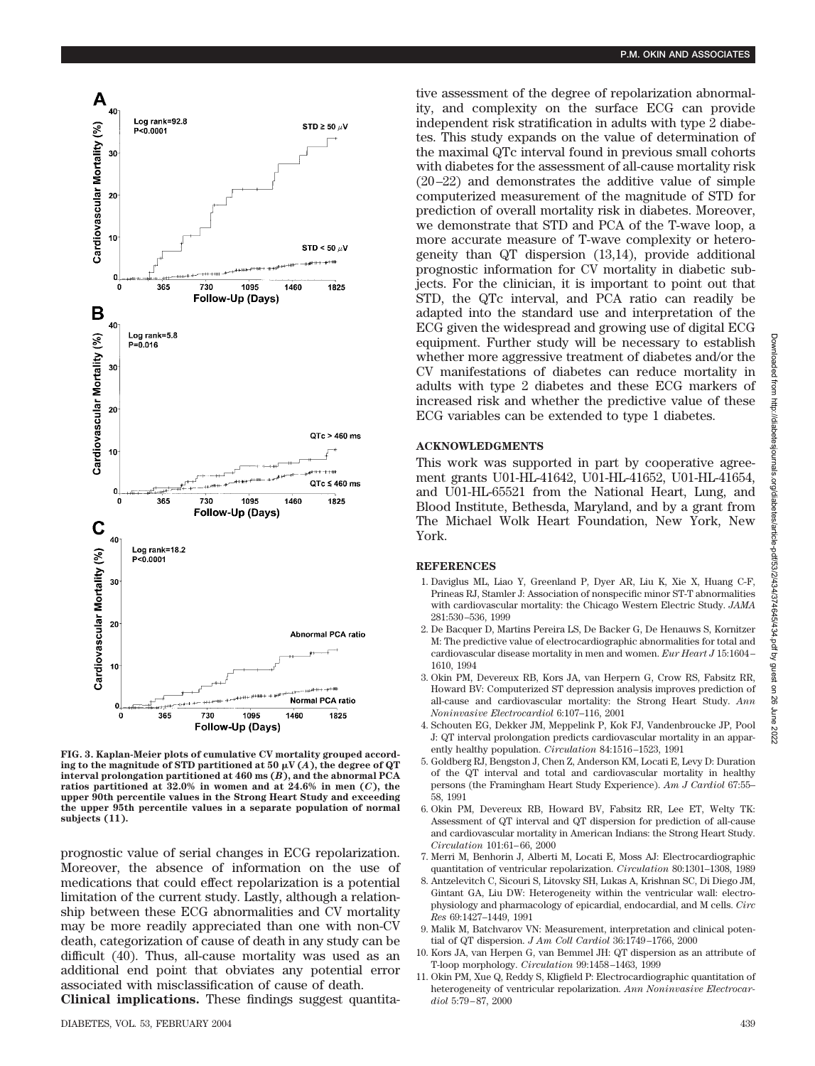FIG. 3. Kaplan-Meier plots of cumulative CV mortality grouped according to the magnitude of STD partitioned at 50 μV (*A*), the degree of QT interval prolongation partitioned at 460 ms (*B*), and the abnormal PCA ratios partitioned at 32.0% in women and at 24.6% in men (*C*), the upper 90th percentile values in the Strong Heart Study and exceeding the upper 95th percentile values in a separate population of normal subjects (11).

prognostic value of serial changes in ECG repolarization. Moreover, the absence of information on the use of medications that could effect repolarization is a potential limitation of the current study. Lastly, although a relationship between these ECG abnormalities and CV mortality may be more readily appreciated than one with non-CV death, categorization of cause of death in any study can be difficult (40). Thus, all-cause mortality was used as an additional end point that obviates any potential error associated with misclassification of cause of death.

**Clinical implications.** These findings suggest quantitative assessment of the degree of repolarization abnormality, and complexity on the surface ECG can provide independent risk stratification in adults with type 2 diabetes. This study expands on the value of determination of the maximal QTc interval found in previous small cohorts with diabetes for the assessment of all-cause mortality risk (20–22) and demonstrates the additive value of simple computerized measurement of the magnitude of STD for prediction of overall mortality risk in diabetes. Moreover, we demonstrate that STD and PCA of the T-wave loop, a more accurate measure of T-wave complexity or heterogeneity than QT dispersion (13,14), provide additional prognostic information for CV mortality in diabetic subjects. For the clinician, it is important to point out that STD, the QTc interval, and PCA ratio can readily be adapted into the standard use and interpretation of the ECG given the widespread and growing use of digital ECG equipment. Further study will be necessary to establish whether more aggressive treatment of diabetes and/or the CV manifestations of diabetes can reduce mortality in adults with type 2 diabetes and these ECG markers of increased risk and whether the predictive value of these ECG variables can be extended to type 1 diabetes.

## ACKNOWLEDGMENTS

This work was supported in part by cooperative agreement grants U01-HL-41642, U01-HL-41652, U01-HL-41654, and U01-HL-65521 from the National Heart, Lung, and Blood Institute, Bethesda, Maryland, and by a grant from The Michael Wolk Heart Foundation, New York, New York.

## REFERENCES

1. Daviglus ML, Liao Y, Greenland P, Dyer AR, Liu K, Xie X, Huang C-F, Prineas RJ, Stamler J: Association of nonspecific minor ST-T abnormalities with cardiovascular mortality: the Chicago Western Electric Study. *JAMA* 281:530–536, 1999
2. De Bacquer D, Martins Pereira LS, De Backer G, De Henauws S, Kornitzer M: The predictive value of electrocardiographic abnormalities for total and cardiovascular disease mortality in men and women. *Eur Heart J* 15:1604–1610, 1994
3. Okin PM, Devereux RB, Kors JA, van Herpern G, Crow RS, Fabsitz RR, Howard BV: Computerized ST depression analysis improves prediction of all-cause and cardiovascular mortality: the Strong Heart Study. *Ann Noninvasive Electrocardiol* 6:107–116, 2001
4. Schouten EG, Dekker JM, Meppelink P, Kok FJ, Vandenbroucke JP, Pool J: QT interval prolongation predicts cardiovascular mortality in an apparently healthy population. *Circulation* 84:1516–1523, 1991
5. Goldberg RJ, Bengston J, Chen Z, Anderson KM, Locati E, Levy D: Duration of the QT interval and total and cardiovascular mortality in healthy persons (the Framingham Heart Study Experience). *Am J Cardiol* 67:55–58, 1991
6. Okin PM, Devereux RB, Howard BV, Fabsitz RR, Lee ET, Welty TK: Assessment of QT interval and QT dispersion for prediction of all-cause and cardiovascular mortality in American Indians: the Strong Heart Study. *Circulation* 101:61–66, 2000
7. Merri M, Benhorin J, Alberti M, Locati E, Moss AJ: Electrocardiographic quantitation of ventricular repolarization. *Circulation* 80:1301–1308, 1989
8. Antzelevitch C, Sicouri S, Litovsky SH, Lukas A, Krishnan SC, Di Diego JM, Gintant GA, Liu DW: Heterogeneity within the ventricular wall: electrophysiology and pharmacology of epicardial, endocardial, and M cells. *Circ Res* 69:1427–1449, 1991
9. Malik M, Batchvarov VN: Measurement, interpretation and clinical potential of QT dispersion. *J Am Coll Cardiol* 36:1749–1766, 2000
10. Kors JA, van Herpen G, van Bemmel JH: QT dispersion as an attribute of T-loop morphology. *Circulation* 99:1458–1463, 1999
11. Okin PM, Xue Q, Reddy S, Kligfield P: Electrocardiographic quantitation of heterogeneity of ventricular repolarization. *Ann Noninvasive Electrocardiol* 5:79–87, 2000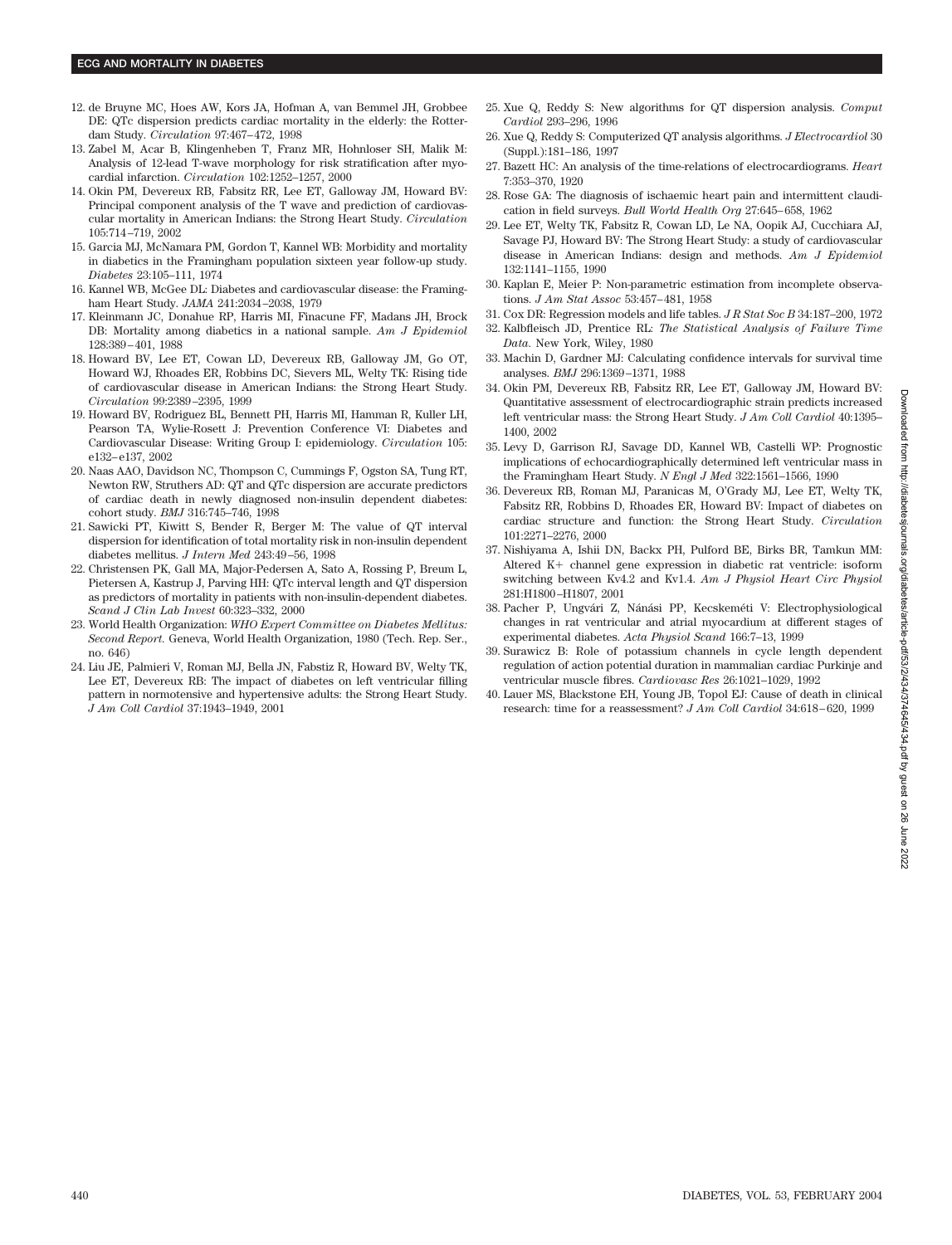12. de Bruyne MC, Hoes AW, Kors JA, Hofman A, van Bemmel JH, Grobbee DE: QTc dispersion predicts cardiac mortality in the elderly: the Rotterdam Study. *Circulation* 97:467–472, 1998
13. Zabel M, Acar B, Klingenheben T, Franz MR, Hohnloser SH, Malik M: Analysis of 12-lead T-wave morphology for risk stratification after myocardial infarction. *Circulation* 102:1252–1257, 2000
14. Okin PM, Devereux RB, Fabsitz RR, Lee ET, Galloway JM, Howard BV: Principal component analysis of the T wave and prediction of cardiovascular mortality in American Indians: the Strong Heart Study. *Circulation* 105:714–719, 2002
15. Garcia MJ, McNamara PM, Gordon T, Kannel WB: Morbidity and mortality in diabetics in the Framingham population sixteen year follow-up study. *Diabetes* 23:105–111, 1974
16. Kannel WB, McGee DL: Diabetes and cardiovascular disease: the Framingham Heart Study. *JAMA* 241:2034–2038, 1979
17. Kleinmann JC, Donahue RP, Harris MI, Finacune FF, Madans JH, Brock DB: Mortality among diabetics in a national sample. *Am J Epidemiol* 128:389–401, 1988
18. Howard BV, Lee ET, Cowan LD, Devereux RB, Galloway JM, Go OT, Howard WJ, Rhoades ER, Robbins DC, Sievers ML, Welty TK: Rising tide of cardiovascular disease in American Indians: the Strong Heart Study. *Circulation* 99:2389–2395, 1999
19. Howard BV, Rodriguez BL, Bennett PH, Harris MI, Hamman R, Kuller LH, Pearson TA, Wylie-Rosett J: Prevention Conference VI: Diabetes and Cardiovascular Disease: Writing Group I: epidemiology. *Circulation* 105: e132–e137, 2002
20. Naas AAO, Davidson NC, Thompson C, Cummings F, Ogston SA, Tung RT, Newton RW, Struthers AD: QT and QTc dispersion are accurate predictors of cardiac death in newly diagnosed non-insulin dependent diabetes: cohort study. *BMJ* 316:745–746, 1998
21. Sawicki PT, Kiwitt S, Bender R, Berger M: The value of QT interval dispersion for identification of total mortality risk in non-insulin dependent diabetes mellitus. *J Intern Med* 243:49–56, 1998
22. Christensen PK, Gall MA, Major-Pedersen A, Sato A, Rossing P, Breum L, Pietersen A, Kastrup J, Parving HH: QTc interval length and QT dispersion as predictors of mortality in patients with non-insulin-dependent diabetes. *Scand J Clin Lab Invest* 60:323–332, 2000
23. World Health Organization: *WHO Expert Committee on Diabetes Mellitus: Second Report.* Geneva, World Health Organization, 1980 (Tech. Rep. Ser., no. 646)
24. Liu JE, Palmieri V, Roman MJ, Bella JN, Fabstiz R, Howard BV, Welty TK, Lee ET, Devereux RB: The impact of diabetes on left ventricular filling pattern in normotensive and hypertensive adults: the Strong Heart Study. *J Am Coll Cardiol* 37:1943–1949, 2001
25. Xue Q, Reddy S: New algorithms for QT dispersion analysis. *Comput Cardiol* 293–296, 1996
26. Xue Q, Reddy S: Computerized QT analysis algorithms. *J Electrocardiol* 30 (Suppl.):181–186, 1997
27. Bazett HC: An analysis of the time-relations of electrocardiograms. *Heart* 7:353–370, 1920
28. Rose GA: The diagnosis of ischaemic heart pain and intermittent claudication in field surveys. *Bull World Health Org* 27:645–658, 1962
29. Lee ET, Welty TK, Fabsitz R, Cowan LD, Le NA, Oopik AJ, Cucchiara AJ, Savage PJ, Howard BV: The Strong Heart Study: a study of cardiovascular disease in American Indians: design and methods. *Am J Epidemiol* 132:1141–1155, 1990
30. Kaplan E, Meier P: Non-parametric estimation from incomplete observations. *J Am Stat Assoc* 53:457–481, 1958
31. Cox DR: Regression models and life tables. *J R Stat Soc B* 34:187–200, 1972
32. Kalbfleisch JD, Prentice RL: *The Statistical Analysis of Failure Time Data.* New York, Wiley, 1980
33. Machin D, Gardner MJ: Calculating confidence intervals for survival time analyses. *BMJ* 296:1369–1371, 1988
34. Okin PM, Devereux RB, Fabsitz RR, Lee ET, Galloway JM, Howard BV: Quantitative assessment of electrocardiographic strain predicts increased left ventricular mass: the Strong Heart Study. *J Am Coll Cardiol* 40:1395–1400, 2002
35. Levy D, Garrison RJ, Savage DD, Kannel WB, Castelli WP: Prognostic implications of echocardiographically determined left ventricular mass in the Framingham Heart Study. *N Engl J Med* 322:1561–1566, 1990
36. Devereux RB, Roman MJ, Paranicas M, O'Grady MJ, Lee ET, Welty TK, Fabsitz RR, Robbins D, Rhoades ER, Howard BV: Impact of diabetes on cardiac structure and function: the Strong Heart Study. *Circulation* 101:2271–2276, 2000
37. Nishiyama A, Ishii DN, Backx PH, Pulford BE, Birks BR, Tamkun MM: Altered K+ channel gene expression in diabetic rat ventricle: isoform switching between Kv4.2 and Kv1.4. *Am J Physiol Heart Circ Physiol* 281:H1800–H1807, 2001
38. Pacher P, Ungvári Z, Nánási PP, Kecskeméti V: Electrophysiological changes in rat ventricular and atrial myocardium at different stages of experimental diabetes. *Acta Physiol Scand* 166:7–13, 1999
39. Surawicz B: Role of potassium channels in cycle length dependent regulation of action potential duration in mammalian cardiac Purkinje and ventricular muscle fibres. *Cardiovasc Res* 26:1021–1029, 1992
40. Lauer MS, Blackstone EH, Young JB, Topol EJ: Cause of death in clinical research: time for a reassessment? *J Am Coll Cardiol* 34:618–620, 1999